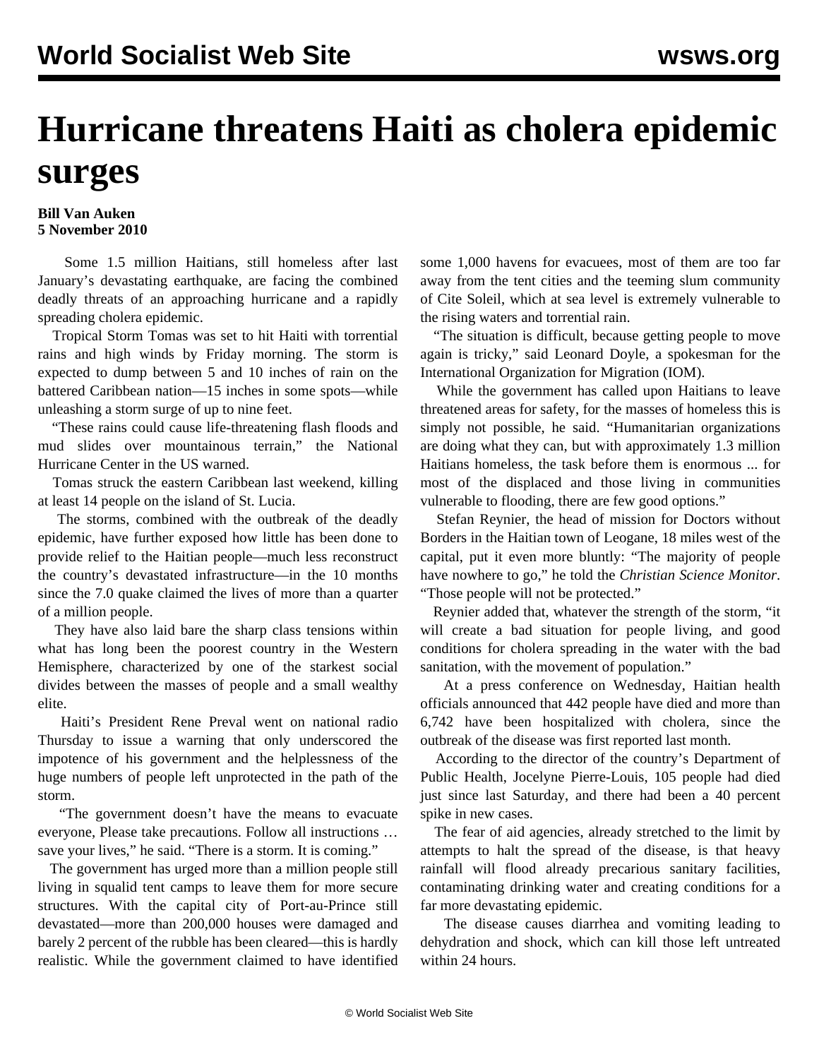# Hurricane threatens Haiti as cholera epidemic surges

**Bill Van Auken**
**5 November 2010**

Some 1.5 million Haitians, still homeless after last January's devastating earthquake, are facing the combined deadly threats of an approaching hurricane and a rapidly spreading cholera epidemic.

Tropical Storm Tomas was set to hit Haiti with torrential rains and high winds by Friday morning. The storm is expected to dump between 5 and 10 inches of rain on the battered Caribbean nation—15 inches in some spots—while unleashing a storm surge of up to nine feet.

"These rains could cause life-threatening flash floods and mud slides over mountainous terrain," the National Hurricane Center in the US warned.

Tomas struck the eastern Caribbean last weekend, killing at least 14 people on the island of St. Lucia.

The storms, combined with the outbreak of the deadly epidemic, have further exposed how little has been done to provide relief to the Haitian people—much less reconstruct the country's devastated infrastructure—in the 10 months since the 7.0 quake claimed the lives of more than a quarter of a million people.

They have also laid bare the sharp class tensions within what has long been the poorest country in the Western Hemisphere, characterized by one of the starkest social divides between the masses of people and a small wealthy elite.

Haiti's President Rene Preval went on national radio Thursday to issue a warning that only underscored the impotence of his government and the helplessness of the huge numbers of people left unprotected in the path of the storm.

"The government doesn't have the means to evacuate everyone, Please take precautions. Follow all instructions … save your lives," he said. "There is a storm. It is coming."

The government has urged more than a million people still living in squalid tent camps to leave them for more secure structures. With the capital city of Port-au-Prince still devastated—more than 200,000 houses were damaged and barely 2 percent of the rubble has been cleared—this is hardly realistic. While the government claimed to have identified some 1,000 havens for evacuees, most of them are too far away from the tent cities and the teeming slum community of Cite Soleil, which at sea level is extremely vulnerable to the rising waters and torrential rain.

"The situation is difficult, because getting people to move again is tricky," said Leonard Doyle, a spokesman for the International Organization for Migration (IOM).

While the government has called upon Haitians to leave threatened areas for safety, for the masses of homeless this is simply not possible, he said. "Humanitarian organizations are doing what they can, but with approximately 1.3 million Haitians homeless, the task before them is enormous ... for most of the displaced and those living in communities vulnerable to flooding, there are few good options."

Stefan Reynier, the head of mission for Doctors without Borders in the Haitian town of Leogane, 18 miles west of the capital, put it even more bluntly: "The majority of people have nowhere to go," he told the *Christian Science Monitor*. "Those people will not be protected."

Reynier added that, whatever the strength of the storm, "it will create a bad situation for people living, and good conditions for cholera spreading in the water with the bad sanitation, with the movement of population."

At a press conference on Wednesday, Haitian health officials announced that 442 people have died and more than 6,742 have been hospitalized with cholera, since the outbreak of the disease was first reported last month.

According to the director of the country's Department of Public Health, Jocelyne Pierre-Louis, 105 people had died just since last Saturday, and there had been a 40 percent spike in new cases.

The fear of aid agencies, already stretched to the limit by attempts to halt the spread of the disease, is that heavy rainfall will flood already precarious sanitary facilities, contaminating drinking water and creating conditions for a far more devastating epidemic.

The disease causes diarrhea and vomiting leading to dehydration and shock, which can kill those left untreated within 24 hours.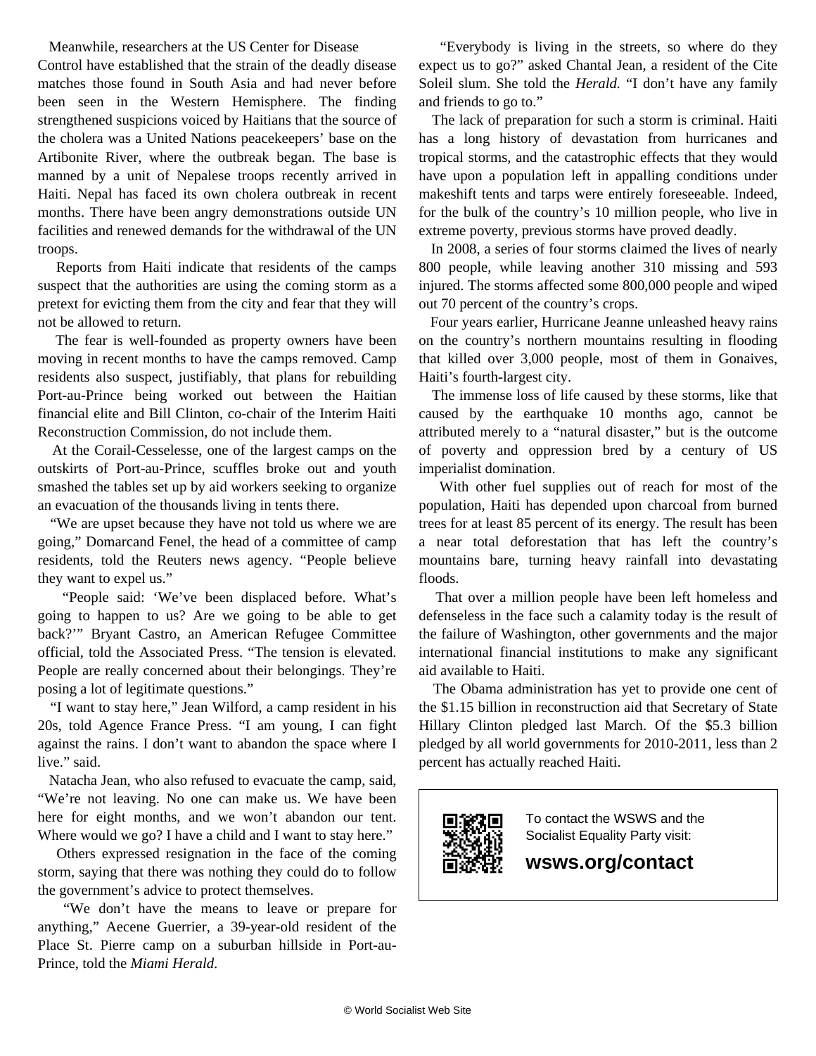Meanwhile, researchers at the US Center for Disease Control have established that the strain of the deadly disease matches those found in South Asia and had never before been seen in the Western Hemisphere. The finding strengthened suspicions voiced by Haitians that the source of the cholera was a United Nations peacekeepers' base on the Artibonite River, where the outbreak began. The base is manned by a unit of Nepalese troops recently arrived in Haiti. Nepal has faced its own cholera outbreak in recent months. There have been angry demonstrations outside UN facilities and renewed demands for the withdrawal of the UN troops.

Reports from Haiti indicate that residents of the camps suspect that the authorities are using the coming storm as a pretext for evicting them from the city and fear that they will not be allowed to return.

The fear is well-founded as property owners have been moving in recent months to have the camps removed. Camp residents also suspect, justifiably, that plans for rebuilding Port-au-Prince being worked out between the Haitian financial elite and Bill Clinton, co-chair of the Interim Haiti Reconstruction Commission, do not include them.

At the Corail-Cesselesse, one of the largest camps on the outskirts of Port-au-Prince, scuffles broke out and youth smashed the tables set up by aid workers seeking to organize an evacuation of the thousands living in tents there.

"We are upset because they have not told us where we are going," Domarcand Fenel, the head of a committee of camp residents, told the Reuters news agency. "People believe they want to expel us."

"People said: 'We've been displaced before. What's going to happen to us? Are we going to be able to get back?'" Bryant Castro, an American Refugee Committee official, told the Associated Press. "The tension is elevated. People are really concerned about their belongings. They're posing a lot of legitimate questions."

"I want to stay here," Jean Wilford, a camp resident in his 20s, told Agence France Press. "I am young, I can fight against the rains. I don't want to abandon the space where I live." said.

Natacha Jean, who also refused to evacuate the camp, said, "We're not leaving. No one can make us. We have been here for eight months, and we won't abandon our tent. Where would we go? I have a child and I want to stay here."

Others expressed resignation in the face of the coming storm, saying that there was nothing they could do to follow the government's advice to protect themselves.

"We don't have the means to leave or prepare for anything," Aecene Guerrier, a 39-year-old resident of the Place St. Pierre camp on a suburban hillside in Port-au-Prince, told the *Miami Herald*.

"Everybody is living in the streets, so where do they expect us to go?" asked Chantal Jean, a resident of the Cite Soleil slum. She told the *Herald.* "I don't have any family and friends to go to."

The lack of preparation for such a storm is criminal. Haiti has a long history of devastation from hurricanes and tropical storms, and the catastrophic effects that they would have upon a population left in appalling conditions under makeshift tents and tarps were entirely foreseeable. Indeed, for the bulk of the country's 10 million people, who live in extreme poverty, previous storms have proved deadly.

In 2008, a series of four storms claimed the lives of nearly 800 people, while leaving another 310 missing and 593 injured. The storms affected some 800,000 people and wiped out 70 percent of the country's crops.

Four years earlier, Hurricane Jeanne unleashed heavy rains on the country's northern mountains resulting in flooding that killed over 3,000 people, most of them in Gonaives, Haiti's fourth-largest city.

The immense loss of life caused by these storms, like that caused by the earthquake 10 months ago, cannot be attributed merely to a "natural disaster," but is the outcome of poverty and oppression bred by a century of US imperialist domination.

With other fuel supplies out of reach for most of the population, Haiti has depended upon charcoal from burned trees for at least 85 percent of its energy. The result has been a near total deforestation that has left the country's mountains bare, turning heavy rainfall into devastating floods.

That over a million people have been left homeless and defenseless in the face such a calamity today is the result of the failure of Washington, other governments and the major international financial institutions to make any significant aid available to Haiti.

The Obama administration has yet to provide one cent of the $1.15 billion in reconstruction aid that Secretary of State Hillary Clinton pledged last March. Of the $5.3 billion pledged by all world governments for 2010-2011, less than 2 percent has actually reached Haiti.

To contact the WSWS and the Socialist Equality Party visit:

**wsws.org/contact**